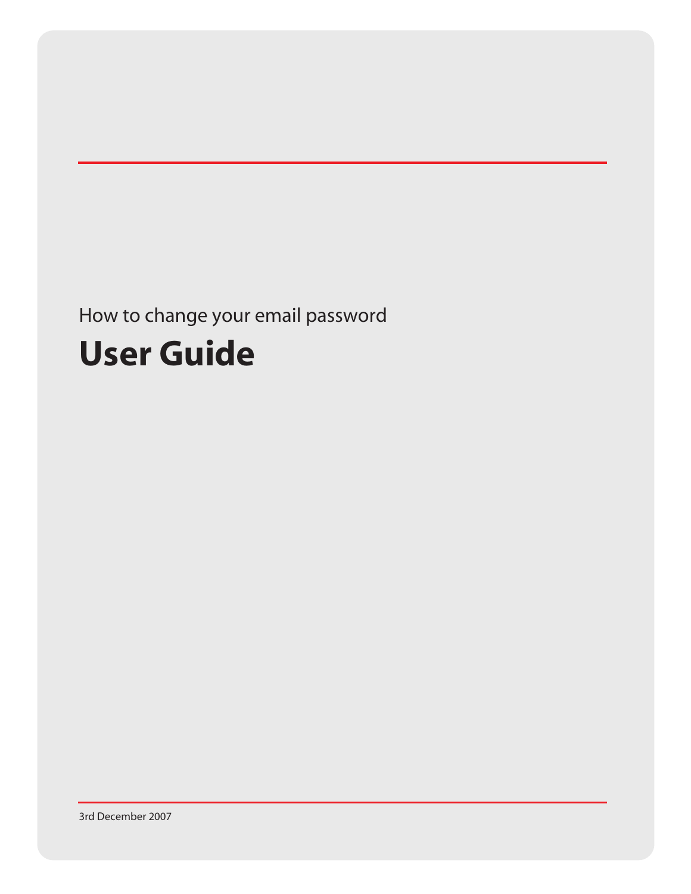How to change your email password

# User Guide

3rd December 2007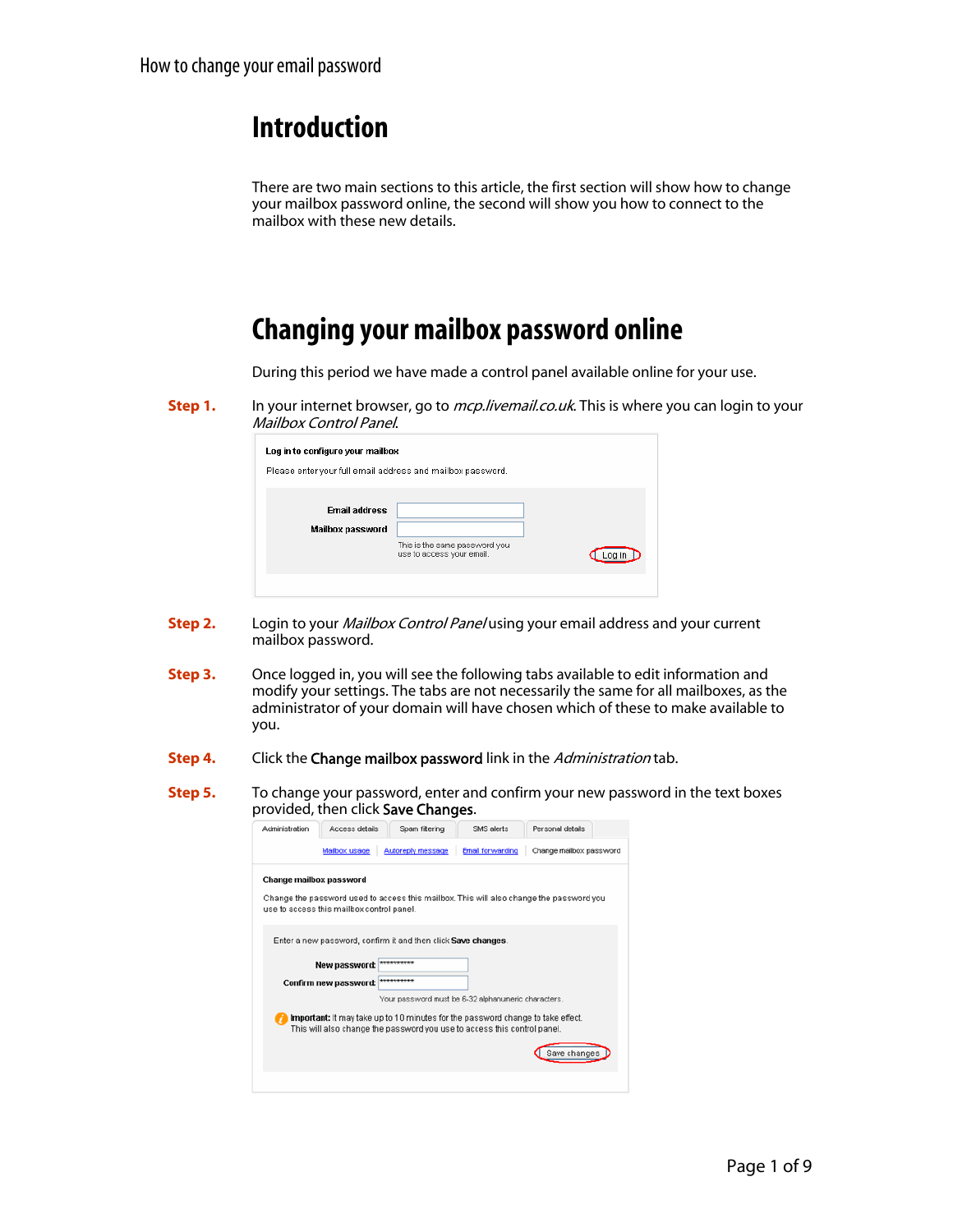# Introduction

There are two main sections to this article, the first section will show how to change your mailbox password online, the second will show you how to connect to the mailbox with these new details.

# Changing your mailbox password online

During this period we have made a control panel available online for your use.

**Step 1.** In your internet browser, go to *mcp.livemail.co.uk*. This is where you can login to your *Mailbox Control Panel*.

Log in to configure your mailbox

Please enter your full email address and mailbox password.

Email address

Mailbox password

This is the same password you use to access your email.

Log in

**Step 2.** Login to your *Mailbox Control Panel* using your email address and your current mailbox password.

**Step 3.** Once logged in, you will see the following tabs available to edit information and modify your settings. The tabs are not necessarily the same for all mailboxes, as the administrator of your domain will have chosen which of these to make available to you.

**Step 4.** Click the **Change mailbox password** link in the *Administration* tab.

**Step 5.** To change your password, enter and confirm your new password in the text boxes provided, then click **Save Changes**.

Administration | Access details | Spam filtering | SMS alerts | Personal details

Mailbox usage | Autoreply message | Email forwarding | Change mailbox password

Change mailbox password

Change the password used to access this mailbox. This will also change the password you use to access this mailbox control panel.

Enter a new password, confirm it and then click **Save changes**.

New password: **********

Confirm new password: **********

Your password must be 6-32 alphanumeric characters.

**Important:** It may take up to 10 minutes for the password change to take effect. This will also change the password you use to access this control panel.

Save changes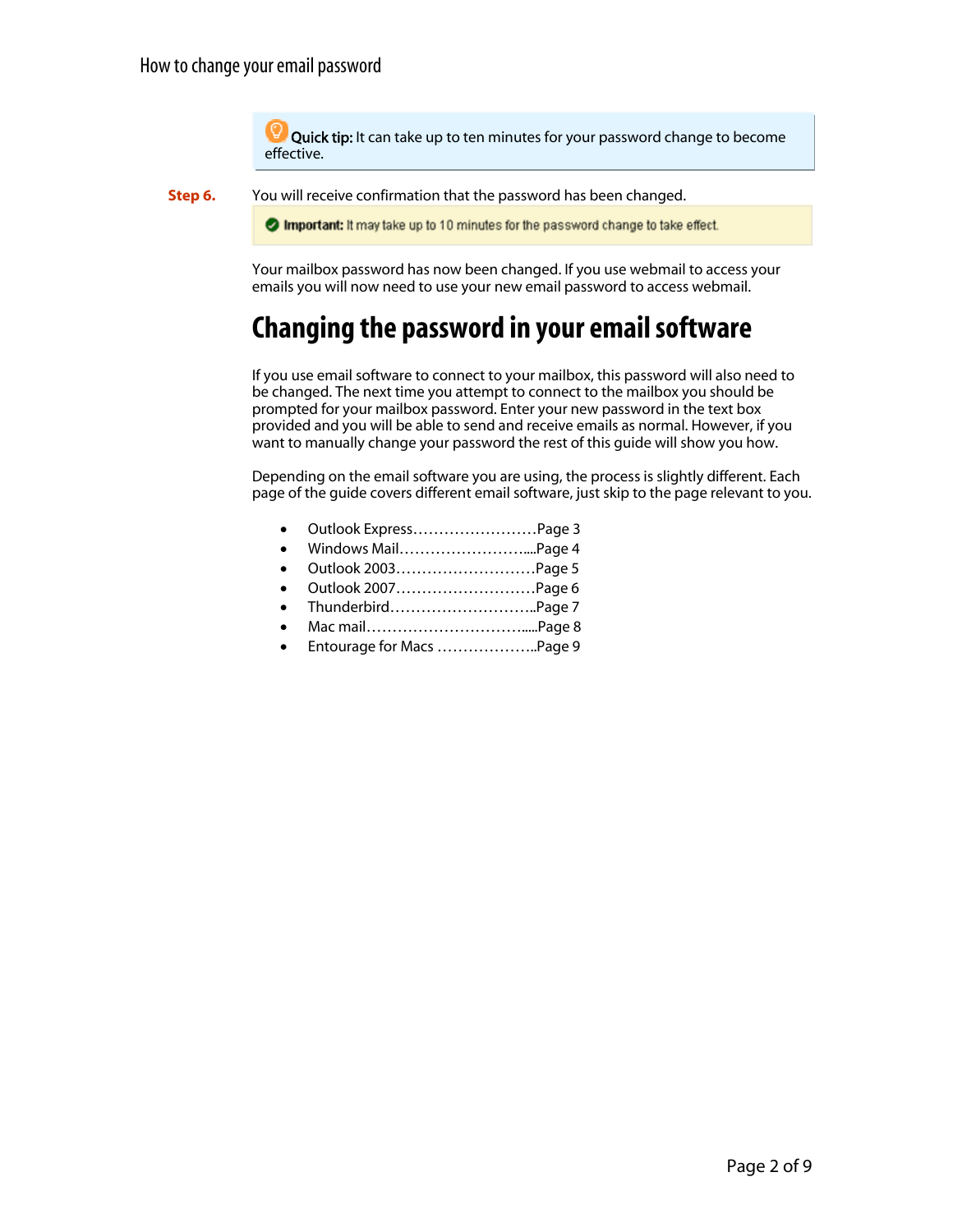**Quick tip:** It can take up to ten minutes for your password change to become effective.

**Step 6.** You will receive confirmation that the password has been changed.

**Important:** It may take up to 10 minutes for the password change to take effect.

Your mailbox password has now been changed. If you use webmail to access your emails you will now need to use your new email password to access webmail.

# Changing the password in your email software

If you use email software to connect to your mailbox, this password will also need to be changed. The next time you attempt to connect to the mailbox you should be prompted for your mailbox password. Enter your new password in the text box provided and you will be able to send and receive emails as normal. However, if you want to manually change your password the rest of this guide will show you how.

Depending on the email software you are using, the process is slightly different. Each page of the guide covers different email software, just skip to the page relevant to you.

- Outlook Express……………………Page 3
- Windows Mail……………………....Page 4
- Outlook 2003………………………Page 5
- Outlook 2007………………………Page 6
- Thunderbird………………………..Page 7
- Mac mail…………………………....Page 8
- Entourage for Macs ………………..Page 9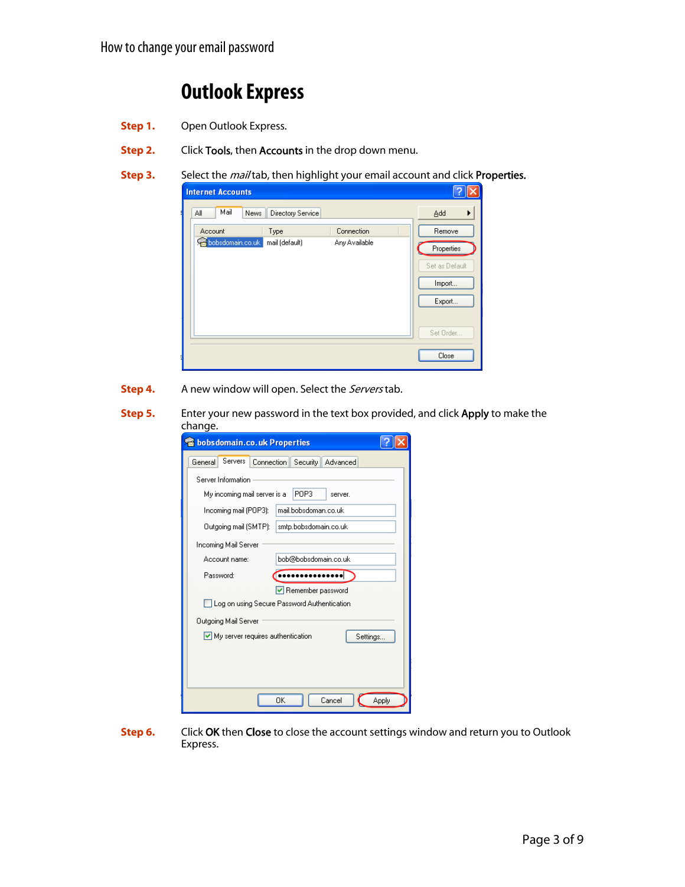# Outlook Express

**Step 1.** Open Outlook Express.

**Step 2.** Click **Tools**, then **Accounts** in the drop down menu.

**Step 3.** Select the *mail* tab, then highlight your email account and click **Properties.**

**Step 4.** A new window will open. Select the *Servers* tab.

**Step 5.** Enter your new password in the text box provided, and click **Apply** to make the change.

**Step 6.** Click **OK** then **Close** to close the account settings window and return you to Outlook Express.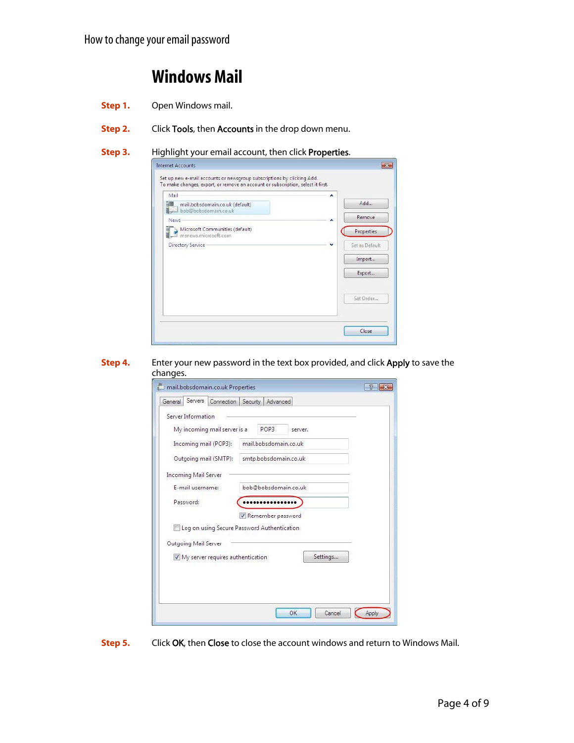# Windows Mail

**Step 1.** Open Windows mail.

**Step 2.** Click **Tools**, then **Accounts** in the drop down menu.

**Step 3.** Highlight your email account, then click **Properties**.

**Step 4.** Enter your new password in the text box provided, and click **Apply** to save the changes.

**Step 5.** Click **OK**, then **Close** to close the account windows and return to Windows Mail.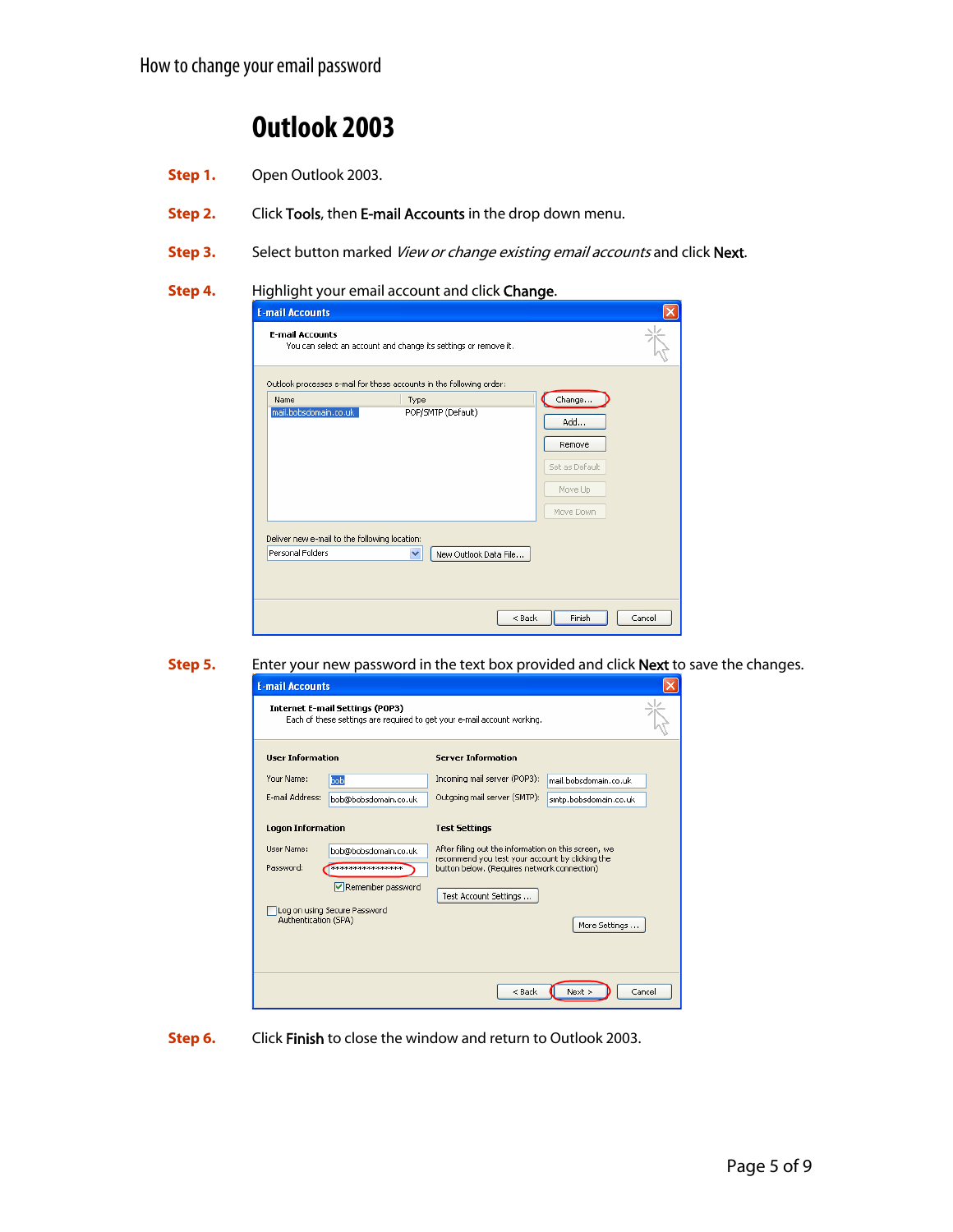# Outlook 2003

**Step 1.** Open Outlook 2003.

**Step 2.** Click **Tools**, then **E-mail Accounts** in the drop down menu.

**Step 3.** Select button marked *View or change existing email accounts* and click **Next**.

**Step 4.** Highlight your email account and click **Change**.

**Step 5.** Enter your new password in the text box provided and click **Next** to save the changes.

**Step 6.** Click **Finish** to close the window and return to Outlook 2003.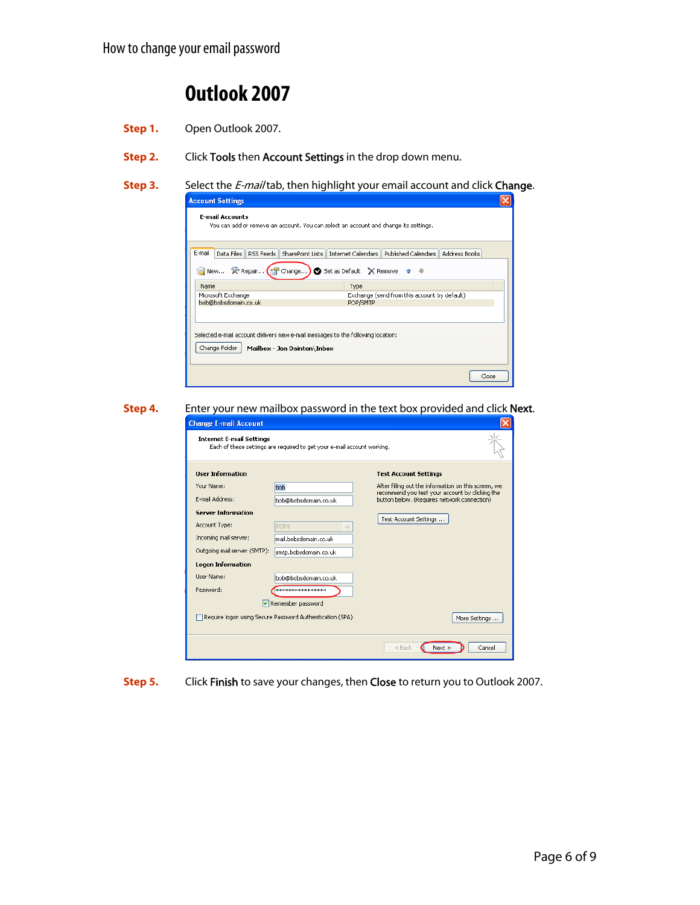# Outlook 2007

**Step 1.** Open Outlook 2007.

**Step 2.** Click **Tools** then **Account Settings** in the drop down menu.

**Step 3.** Select the *E-mail* tab, then highlight your email account and click **Change**.

**Step 4.** Enter your new mailbox password in the text box provided and click **Next**.

**Step 5.** Click **Finish** to save your changes, then **Close** to return you to Outlook 2007.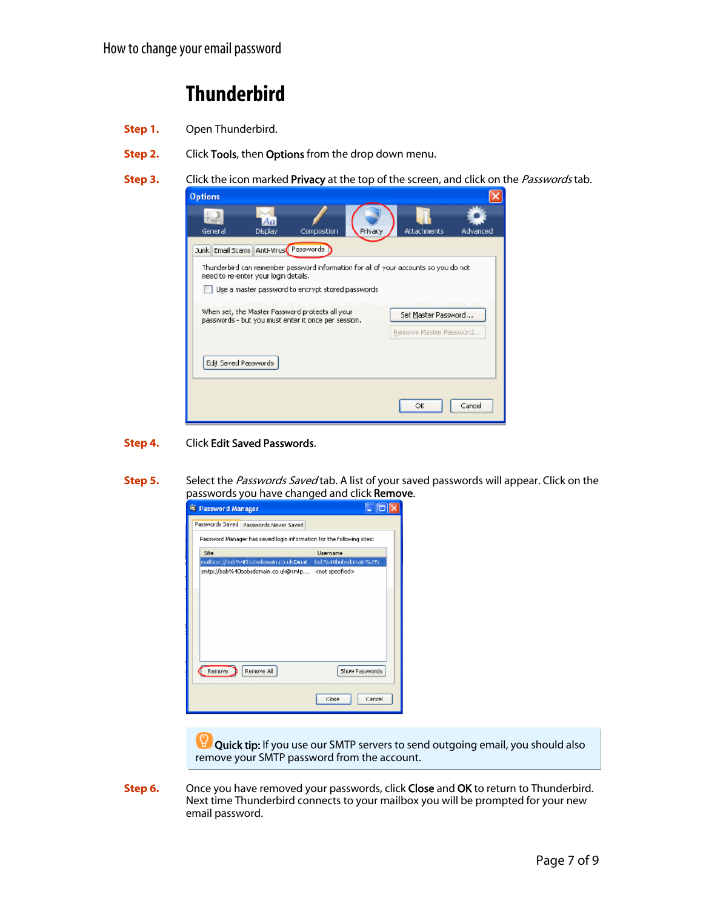# Thunderbird

**Step 1.** Open Thunderbird.

**Step 2.** Click **Tools**, then **Options** from the drop down menu.

**Step 3.** Click the icon marked **Privacy** at the top of the screen, and click on the *Passwords* tab.

**Step 4.** Click **Edit Saved Passwords**.

**Step 5.** Select the *Passwords Saved* tab. A list of your saved passwords will appear. Click on the passwords you have changed and click **Remove**.

**Quick tip:** If you use our SMTP servers to send outgoing email, you should also remove your SMTP password from the account.

**Step 6.** Once you have removed your passwords, click **Close** and **OK** to return to Thunderbird. Next time Thunderbird connects to your mailbox you will be prompted for your new email password.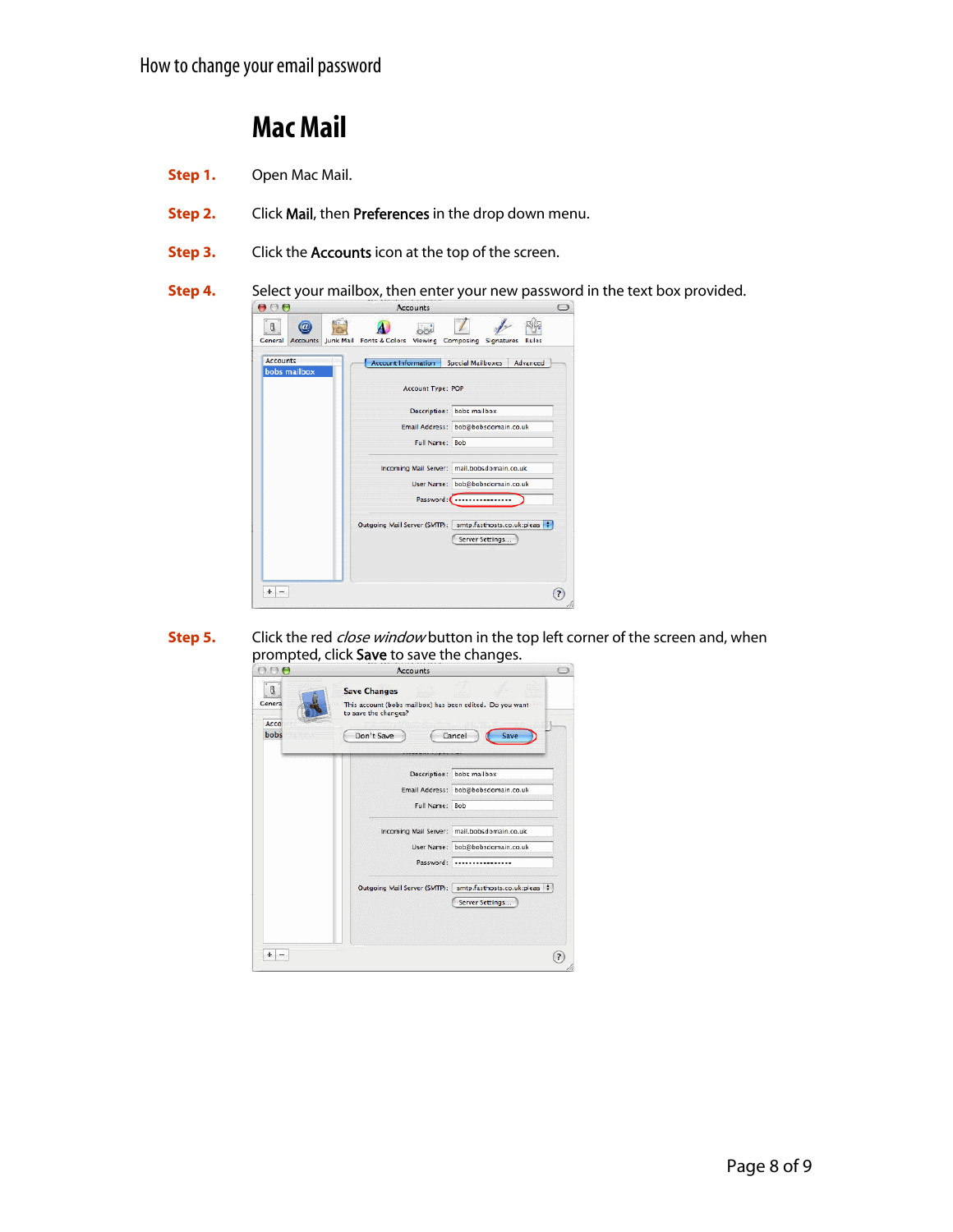# Mac Mail

**Step 1.** Open Mac Mail.

**Step 2.** Click **Mail**, then **Preferences** in the drop down menu.

**Step 3.** Click the **Accounts** icon at the top of the screen.

**Step 4.** Select your mailbox, then enter your new password in the text box provided.

**Step 5.** Click the red *close window* button in the top left corner of the screen and, when prompted, click **Save** to save the changes.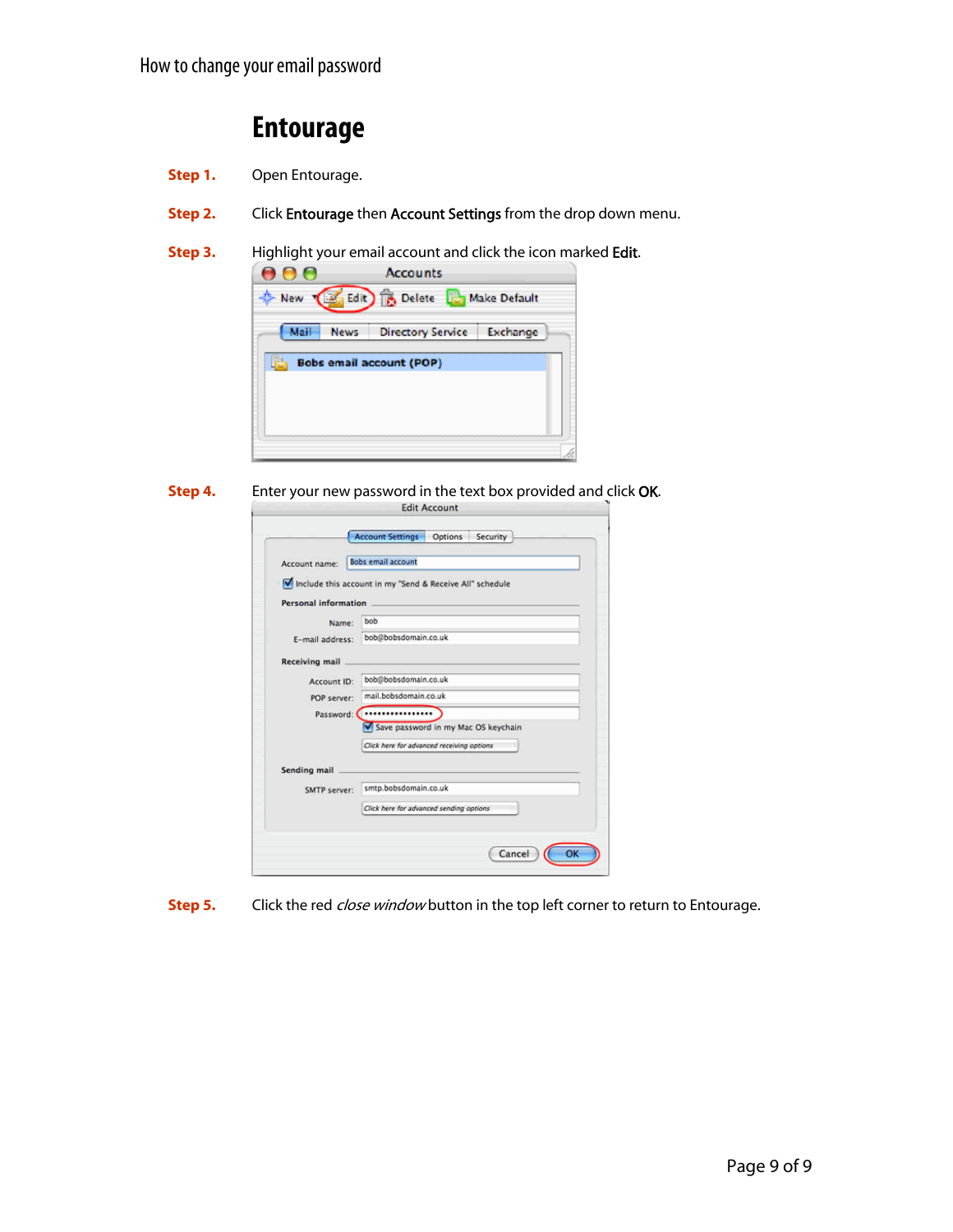# Entourage

**Step 1.** Open Entourage.

**Step 2.** Click **Entourage** then **Account Settings** from the drop down menu.

**Step 3.** Highlight your email account and click the icon marked **Edit**.

**Step 4.** Enter your new password in the text box provided and click **OK**.

**Step 5.** Click the red *close window* button in the top left corner to return to Entourage.